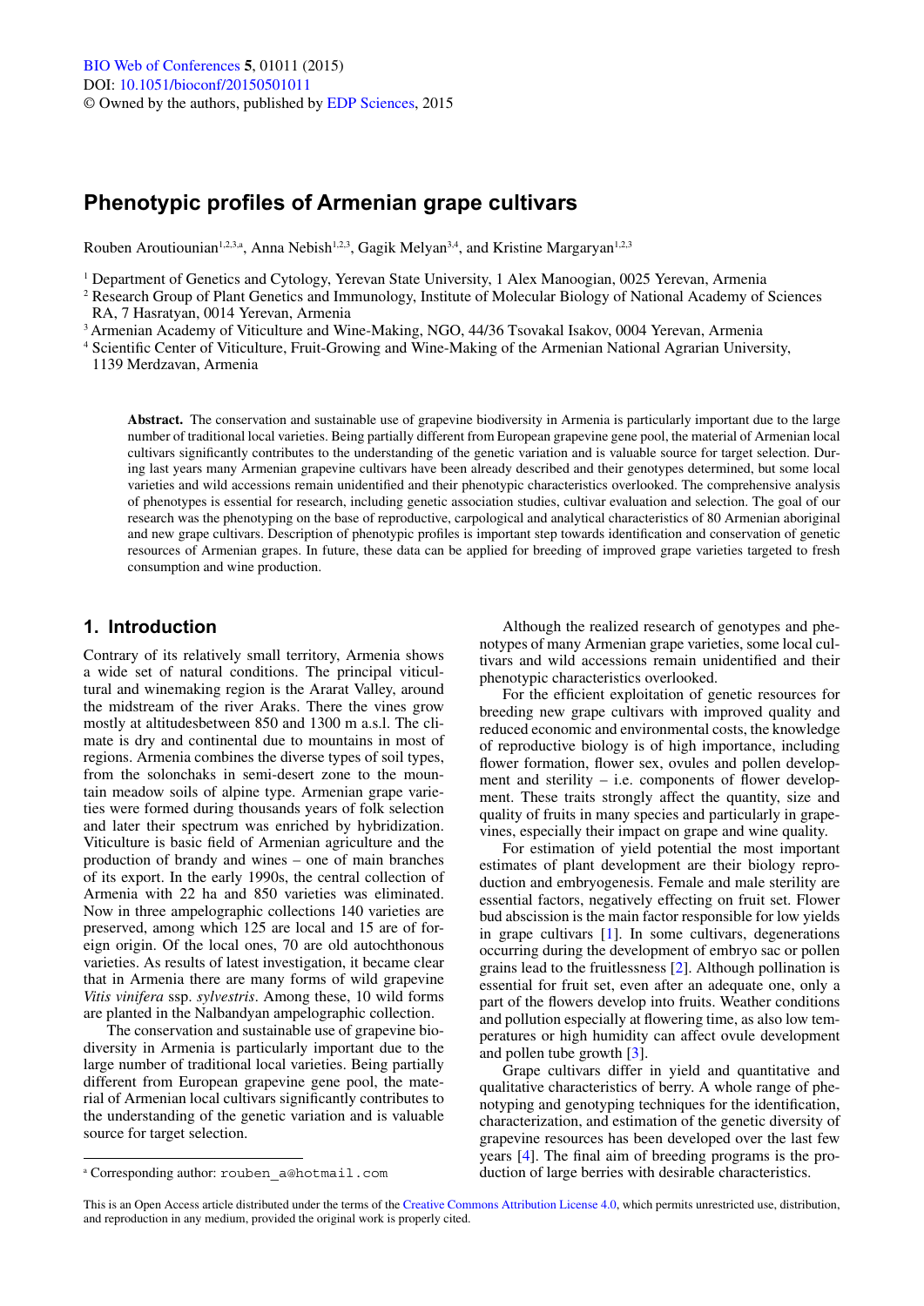# Phenotypic profiles of Armenian grape cultivars

Rouben Aroutiounian[1,2,3,a], Anna Nebish[1,2,3], Gagik Melyan[3,4], and Kristine Margaryan[1,2,3]

[1] Department of Genetics and Cytology, Yerevan State University, 1 Alex Manoogian, 0025 Yerevan, Armenia
[2] Research Group of Plant Genetics and Immunology, Institute of Molecular Biology of National Academy of Sciences RA, 7 Hasratyan, 0014 Yerevan, Armenia
[3] Armenian Academy of Viticulture and Wine-Making, NGO, 44/36 Tsovakal Isakov, 0004 Yerevan, Armenia
[4] Scientific Center of Viticulture, Fruit-Growing and Wine-Making of the Armenian National Agrarian University, 1139 Merdzavan, Armenia

**Abstract.** The conservation and sustainable use of grapevine biodiversity in Armenia is particularly important due to the large number of traditional local varieties. Being partially different from European grapevine gene pool, the material of Armenian local cultivars significantly contributes to the understanding of the genetic variation and is valuable source for target selection. During last years many Armenian grapevine cultivars have been already described and their genotypes determined, but some local varieties and wild accessions remain unidentified and their phenotypic characteristics overlooked. The comprehensive analysis of phenotypes is essential for research, including genetic association studies, cultivar evaluation and selection. The goal of our research was the phenotyping on the base of reproductive, carpological and analytical characteristics of 80 Armenian aboriginal and new grape cultivars. Description of phenotypic profiles is important step towards identification and conservation of genetic resources of Armenian grapes. In future, these data can be applied for breeding of improved grape varieties targeted to fresh consumption and wine production.

## 1. Introduction

Contrary of its relatively small territory, Armenia shows a wide set of natural conditions. The principal viticultural and winemaking region is the Ararat Valley, around the midstream of the river Araks. There the vines grow mostly at altitudesbetween 850 and 1300 m a.s.l. The climate is dry and continental due to mountains in most of regions. Armenia combines the diverse types of soil types, from the solonchaks in semi-desert zone to the mountain meadow soils of alpine type. Armenian grape varieties were formed during thousands years of folk selection and later their spectrum was enriched by hybridization. Viticulture is basic field of Armenian agriculture and the production of brandy and wines – one of main branches of its export. In the early 1990s, the central collection of Armenia with 22 ha and 850 varieties was eliminated. Now in three ampelographic collections 140 varieties are preserved, among which 125 are local and 15 are of foreign origin. Of the local ones, 70 are old autochthonous varieties. As results of latest investigation, it became clear that in Armenia there are many forms of wild grapevine *Vitis vinifera* ssp. *sylvestris*. Among these, 10 wild forms are planted in the Nalbandyan ampelographic collection.

The conservation and sustainable use of grapevine biodiversity in Armenia is particularly important due to the large number of traditional local varieties. Being partially different from European grapevine gene pool, the material of Armenian local cultivars significantly contributes to the understanding of the genetic variation and is valuable source for target selection.

Although the realized research of genotypes and phenotypes of many Armenian grape varieties, some local cultivars and wild accessions remain unidentified and their phenotypic characteristics overlooked.

For the efficient exploitation of genetic resources for breeding new grape cultivars with improved quality and reduced economic and environmental costs, the knowledge of reproductive biology is of high importance, including flower formation, flower sex, ovules and pollen development and sterility – i.e. components of flower development. These traits strongly affect the quantity, size and quality of fruits in many species and particularly in grapevines, especially their impact on grape and wine quality.

For estimation of yield potential the most important estimates of plant development are their biology reproduction and embryogenesis. Female and male sterility are essential factors, negatively effecting on fruit set. Flower bud abscission is the main factor responsible for low yields in grape cultivars [1]. In some cultivars, degenerations occurring during the development of embryo sac or pollen grains lead to the fruitlessness [2]. Although pollination is essential for fruit set, even after an adequate one, only a part of the flowers develop into fruits. Weather conditions and pollution especially at flowering time, as also low temperatures or high humidity can affect ovule development and pollen tube growth [3].

Grape cultivars differ in yield and quantitative and qualitative characteristics of berry. A whole range of phenotyping and genotyping techniques for the identification, characterization, and estimation of the genetic diversity of grapevine resources has been developed over the last few years [4]. The final aim of breeding programs is the production of large berries with desirable characteristics.

[a] Corresponding author: rouben_a@hotmail.com

This is an Open Access article distributed under the terms of the Creative Commons Attribution License 4.0, which permits unrestricted use, distribution, and reproduction in any medium, provided the original work is properly cited.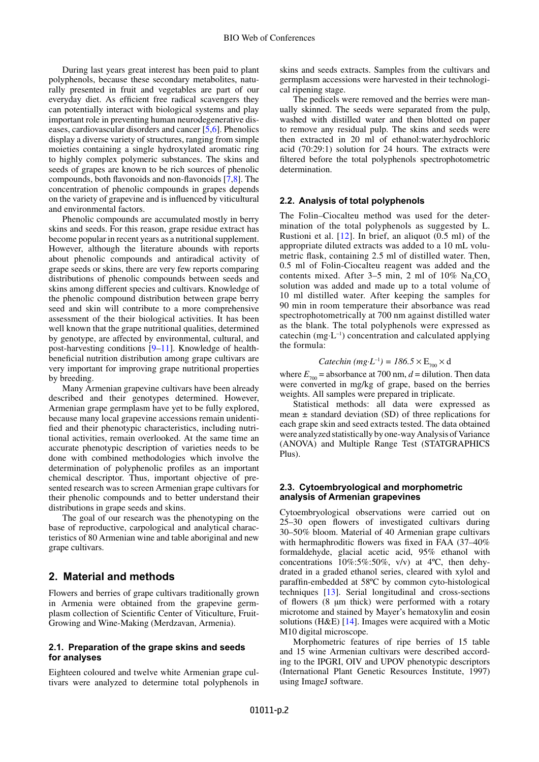During last years great interest has been paid to plant polyphenols, because these secondary metabolites, naturally presented in fruit and vegetables are part of our everyday diet. As efficient free radical scavengers they can potentially interact with biological systems and play important role in preventing human neurodegenerative diseases, cardiovascular disorders and cancer [5,6]. Phenolics display a diverse variety of structures, ranging from simple moieties containing a single hydroxylated aromatic ring to highly complex polymeric substances. The skins and seeds of grapes are known to be rich sources of phenolic compounds, both flavonoids and non-flavonoids [7,8]. The concentration of phenolic compounds in grapes depends on the variety of grapevine and is influenced by viticultural and environmental factors.

Phenolic compounds are accumulated mostly in berry skins and seeds. For this reason, grape residue extract has become popular in recent years as a nutritional supplement. However, although the literature abounds with reports about phenolic compounds and antiradical activity of grape seeds or skins, there are very few reports comparing distributions of phenolic compounds between seeds and skins among different species and cultivars. Knowledge of the phenolic compound distribution between grape berry seed and skin will contribute to a more comprehensive assessment of the their biological activities. It has been well known that the grape nutritional qualities, determined by genotype, are affected by environmental, cultural, and post-harvesting conditions [9–11]. Knowledge of health-beneficial nutrition distribution among grape cultivars are very important for improving grape nutritional properties by breeding.

Many Armenian grapevine cultivars have been already described and their genotypes determined. However, Armenian grape germplasm have yet to be fully explored, because many local grapevine accessions remain unidentified and their phenotypic characteristics, including nutritional activities, remain overlooked. At the same time an accurate phenotypic description of varieties needs to be done with combined methodologies which involve the determination of polyphenolic profiles as an important chemical descriptor. Thus, important objective of presented research was to screen Armenian grape cultivars for their phenolic compounds and to better understand their distributions in grape seeds and skins.

The goal of our research was the phenotyping on the base of reproductive, carpological and analytical characteristics of 80 Armenian wine and table aboriginal and new grape cultivars.

## 2. Material and methods

Flowers and berries of grape cultivars traditionally grown in Armenia were obtained from the grapevine germplasm collection of Scientific Center of Viticulture, Fruit-Growing and Wine-Making (Merdzavan, Armenia).

### 2.1. Preparation of the grape skins and seeds for analyses

Eighteen coloured and twelve white Armenian grape cultivars were analyzed to determine total polyphenols in skins and seeds extracts. Samples from the cultivars and germplasm accessions were harvested in their technological ripening stage.

The pedicels were removed and the berries were manually skinned. The seeds were separated from the pulp, washed with distilled water and then blotted on paper to remove any residual pulp. The skins and seeds were then extracted in 20 ml of ethanol:water:hydrochloric acid (70:29:1) solution for 24 hours. The extracts were filtered before the total polyphenols spectrophotometric determination.

### 2.2. Analysis of total polyphenols

The Folin–Ciocalteu method was used for the determination of the total polyphenols as suggested by L. Rustioni et al. [12]. In brief, an aliquot (0.5 ml) of the appropriate diluted extracts was added to a 10 mL volumetric flask, containing 2.5 ml of distilled water. Then, 0.5 ml of Folin-Ciocalteu reagent was added and the contents mixed. After 3–5 min, 2 ml of 10% $Na_2CO_3$ solution was added and made up to a total volume of 10 ml distilled water. After keeping the samples for 90 min in room temperature their absorbance was read spectrophotometrically at 700 nm against distilled water as the blank. The total polyphenols were expressed as catechin (mg·L$^{-1}$) concentration and calculated applying the formula:

$$Catechin\ (mg \cdot L^{-1}) = 186.5 \times E_{700} \times d$$

where $E_{700}$ = absorbance at 700 nm, $d$ = dilution. Then data were converted in mg/kg of grape, based on the berries weights. All samples were prepared in triplicate.

Statistical methods: all data were expressed as mean ± standard deviation (SD) of three replications for each grape skin and seed extracts tested. The data obtained were analyzed statistically by one-way Analysis of Variance (ANOVA) and Multiple Range Test (STATGRAPHICS Plus).

### 2.3. Cytoembryological and morphometric analysis of Armenian grapevines

Cytoembryological observations were carried out on 25–30 open flowers of investigated cultivars during 30–50% bloom. Material of 40 Armenian grape cultivars with hermaphroditic flowers was fixed in FAA (37–40% formaldehyde, glacial acetic acid, 95% ethanol with concentrations 10%:5%:50%, v/v) at 4ºC, then dehydrated in a graded ethanol series, cleared with xylol and paraffin-embedded at 58ºC by common cyto-histological techniques [13]. Serial longitudinal and cross-sections of flowers (8 μm thick) were performed with a rotary microtome and stained by Mayer's hematoxylin and eosin solutions (H&E) [14]. Images were acquired with a Motic M10 digital microscope.

Morphometric features of ripe berries of 15 table and 15 wine Armenian cultivars were described according to the IPGRI, OIV and UPOV phenotypic descriptors (International Plant Genetic Resources Institute, 1997) using ImageJ software.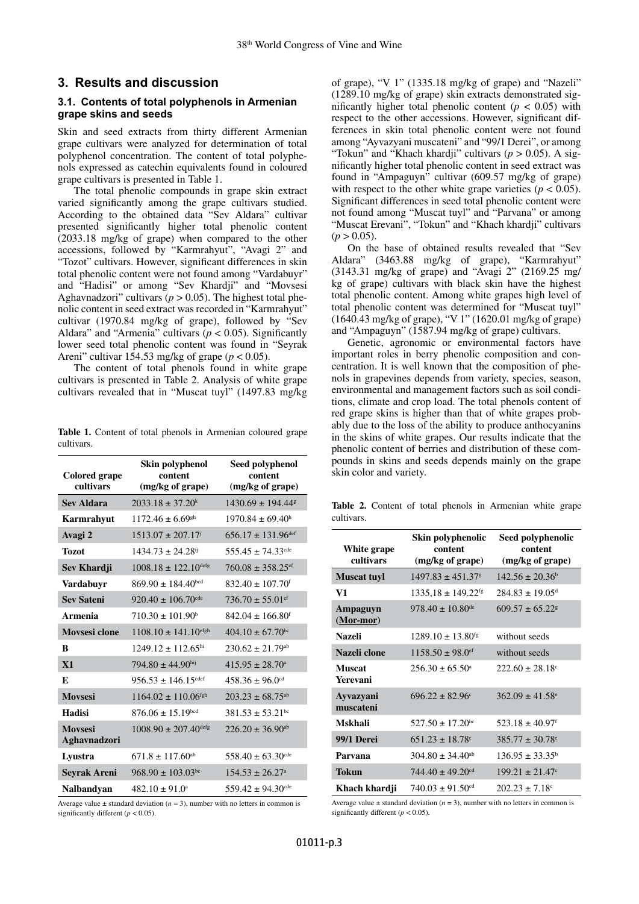## 3. Results and discussion

### 3.1. Contents of total polyphenols in Armenian grape skins and seeds

Skin and seed extracts from thirty different Armenian grape cultivars were analyzed for determination of total polyphenol concentration. The content of total polyphenols expressed as catechin equivalents found in coloured grape cultivars is presented in Table 1.

The total phenolic compounds in grape skin extract varied significantly among the grape cultivars studied. According to the obtained data "Sev Aldara" cultivar presented significantly higher total phenolic content (2033.18 mg/kg of grape) when compared to the other accessions, followed by "Karmrahyut", "Avagi 2" and "Tozot" cultivars. However, significant differences in skin total phenolic content were not found among "Vardabuyr" and "Hadisi" or among "Sev Khardji" and "Movsesi Aghavnadzori" cultivars ($p > 0.05$). The highest total phenolic content in seed extract was recorded in "Karmrahyut" cultivar (1970.84 mg/kg of grape), followed by "Sev Aldara" and "Armenia" cultivars ($p < 0.05$). Significantly lower seed total phenolic content was found in "Seyrak Areni" cultivar 154.53 mg/kg of grape ($p < 0.05$).

The content of total phenols found in white grape cultivars is presented in Table 2. Analysis of white grape cultivars revealed that in "Muscat tuyl" (1497.83 mg/kg of grape), "V 1" (1335.18 mg/kg of grape) and "Nazeli" (1289.10 mg/kg of grape) skin extracts demonstrated significantly higher total phenolic content ($p < 0.05$) with respect to the other accessions. However, significant differences in skin total phenolic content were not found among "Ayvazyani muscateni" and "99/1 Derei", or among "Tokun" and "Khach khardji" cultivars ($p > 0.05$). A significantly higher total phenolic content in seed extract was found in "Ampaguyn" cultivar (609.57 mg/kg of grape) with respect to the other white grape varieties ($p < 0.05$). Significant differences in seed total phenolic content were not found among "Muscat tuyl" and "Parvana" or among "Muscat Erevani", "Tokun" and "Khach khardji" cultivars ($p > 0.05$).

On the base of obtained results revealed that "Sev Aldara" (3463.88 mg/kg of grape), "Karmrahyut" (3143.31 mg/kg of grape) and "Avagi 2" (2169.25 mg/kg of grape) cultivars with black skin have the highest total phenolic content. Among white grapes high level of total phenolic content was determined for "Muscat tuyl" (1640.43 mg/kg of grape), "V 1" (1620.01 mg/kg of grape) and "Ampaguyn" (1587.94 mg/kg of grape) cultivars.

Genetic, agronomic or environmental factors have important roles in berry phenolic composition and concentration. It is well known that the composition of phenols in grapevines depends from variety, species, season, environmental and management factors such as soil conditions, climate and crop load. The total phenols content of red grape skins is higher than that of white grapes probably due to the loss of the ability to produce anthocyanins in the skins of white grapes. Our results indicate that the phenolic content of berries and distribution of these compounds in skins and seeds depends mainly on the grape skin color and variety.

**Table 1.** Content of total phenols in Armenian coloured grape cultivars.

| Colored grape cultivars | Skin polyphenol content (mg/kg of grape) | Seed polyphenol content (mg/kg of grape) |
|---|---|---|
| **Sev Aldara** | $2033.18 \pm 37.20^{k}$ | $1430.69 \pm 194.44^{g}$ |
| **Karmrahyut** | $1172.46 \pm 6.69^{gh}$ | $1970.84 \pm 69.40^{h}$ |
| **Avagi 2** | $1513.07 \pm 207.17^{j}$ | $656.17 \pm 131.96^{def}$ |
| **Tozot** | $1434.73 \pm 24.28^{ij}$ | $555.45 \pm 74.33^{cde}$ |
| **Sev Khardji** | $1008.18 \pm 122.10^{defg}$ | $760.08 \pm 358.25^{ef}$ |
| **Vardabuyr** | $869.90 \pm 184.40^{bcd}$ | $832.40 \pm 107.70^{f}$ |
| **Sev Sateni** | $920.40 \pm 106.70^{cde}$ | $736.70 \pm 55.01^{ef}$ |
| **Armenia** | $710.30 \pm 101.90^{b}$ | $842.04 \pm 166.80^{f}$ |
| **Movsesi clone** | $1108.10 \pm 141.10^{efgh}$ | $404.10 \pm 67.70^{bc}$ |
| **B** | $1249.12 \pm 112.65^{hi}$ | $230.62 \pm 21.79^{ab}$ |
| **X1** | $794.80 \pm 44.90^{hij}$ | $415.95 \pm 28.70^{a}$ |
| **E** | $956.53 \pm 146.15^{cdef}$ | $458.36 \pm 96.0^{cd}$ |
| **Movsesi** | $1164.02 \pm 110.06^{fgh}$ | $203.23 \pm 68.75^{ab}$ |
| **Hadisi** | $876.06 \pm 15.19^{bcd}$ | $381.53 \pm 53.21^{bc}$ |
| **Movsesi Aghavnadzori** | $1008.90 \pm 207.40^{defg}$ | $226.20 \pm 36.90^{ab}$ |
| **Lyustra** | $671.8 \pm 117.60^{ab}$ | $558.40 \pm 63.30^{cde}$ |
| **Seyrak Areni** | $968.90 \pm 103.03^{bc}$ | $154.53 \pm 26.27^{a}$ |
| **Nalbandyan** | $482.10 \pm 91.0^{a}$ | $559.42 \pm 94.30^{cde}$ |

Average value ± standard deviation ($n = 3$), number with no letters in common is significantly different ($p < 0.05$).

**Table 2.** Content of total phenols in Armenian white grape cultivars.

| White grape cultivars | Skin polyphenolic content (mg/kg of grape) | Seed polyphenolic content (mg/kg of grape) |
|---|---|---|
| **Muscat tuyl** | $1497.83 \pm 451.37^{g}$ | $142.56 \pm 20.36^{b}$ |
| **V1** | $1335,18 \pm 149.22^{fg}$ | $284.83 \pm 19.05^{d}$ |
| **Ampaguyn (Mor-mor)** | $978.40 \pm 10.80^{de}$ | $609.57 \pm 65.22^{g}$ |
| **Nazeli** | $1289.10 \pm 13.80^{fg}$ | without seeds |
| **Nazeli clone** | $1158.50 \pm 98.0^{ef}$ | without seeds |
| **Muscat Yerevani** | $256.30 \pm 65.50^{a}$ | $222.60 \pm 28.18^{c}$ |
| **Ayvazyani muscateni** | $696.22 \pm 82.96^{c}$ | $362.09 \pm 41.58^{e}$ |
| **Mskhali** | $527.50 \pm 17.20^{bc}$ | $523.18 \pm 40.97^{f}$ |
| **99/1 Derei** | $651.23 \pm 18.78^{c}$ | $385.77 \pm 30.78^{e}$ |
| **Parvana** | $304.80 \pm 34.40^{ab}$ | $136.95 \pm 33.35^{b}$ |
| **Tokun** | $744.40 \pm 49.20^{cd}$ | $199.21 \pm 21.47^{c}$ |
| **Khach khardji** | $740.03 \pm 91.50^{cd}$ | $202.23 \pm 7.18^{c}$ |

Average value ± standard deviation ($n = 3$), number with no letters in common is significantly different ($p < 0.05$).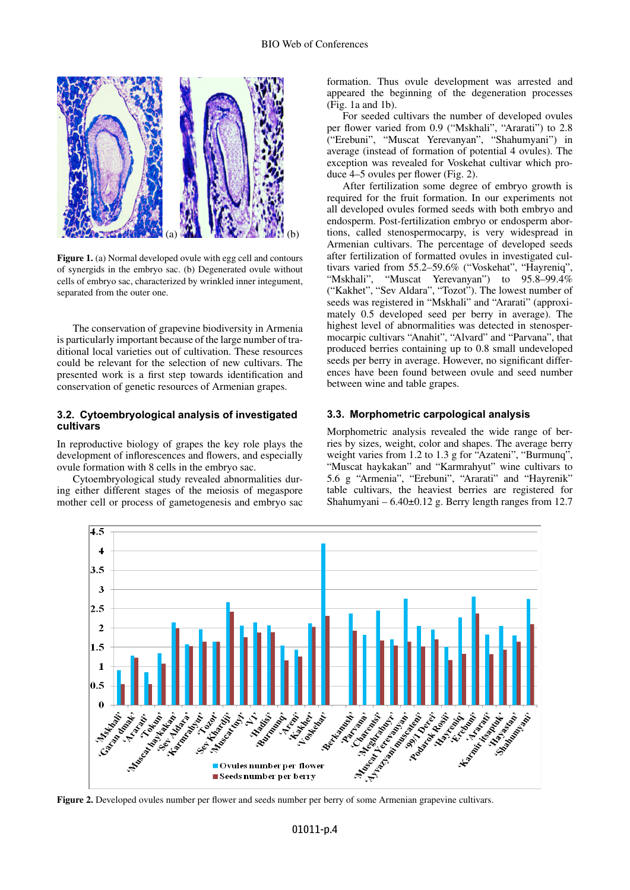**Figure 1.** (a) Normal developed ovule with egg cell and contours of synergids in the embryo sac. (b) Degenerated ovule without cells of embryo sac, characterized by wrinkled inner integument, separated from the outer one.

The conservation of grapevine biodiversity in Armenia is particularly important because of the large number of traditional local varieties out of cultivation. These resources could be relevant for the selection of new cultivars. The presented work is a first step towards identification and conservation of genetic resources of Armenian grapes.

### 3.2. Cytoembryological analysis of investigated cultivars

In reproductive biology of grapes the key role plays the development of inflorescences and flowers, and especially ovule formation with 8 cells in the embryo sac.

Cytoembryological study revealed abnormalities during either different stages of the meiosis of megaspore mother cell or process of gametogenesis and embryo sac formation. Thus ovule development was arrested and appeared the beginning of the degeneration processes (Fig. 1a and 1b).

For seeded cultivars the number of developed ovules per flower varied from 0.9 ("Mskhali", "Ararati") to 2.8 ("Erebuni", "Muscat Yerevanyan", "Shahumyani") in average (instead of formation of potential 4 ovules). The exception was revealed for Voskehat cultivar which produce 4–5 ovules per flower (Fig. 2).

After fertilization some degree of embryo growth is required for the fruit formation. In our experiments not all developed ovules formed seeds with both embryo and endosperm. Post-fertilization embryo or endosperm abortions, called stenospermocarpy, is very widespread in Armenian cultivars. The percentage of developed seeds after fertilization of formatted ovules in investigated cultivars varied from 55.2–59.6% ("Voskehat", "Hayreniq", "Mskhali", "Muscat Yerevanyan") to 95.8–99.4% ("Kakhet", "Sev Aldara", "Tozot"). The lowest number of seeds was registered in "Mskhali" and "Ararati" (approximately 0.5 developed seed per berry in average). The highest level of abnormalities was detected in stenospermocarpic cultivars "Anahit", "Alvard" and "Parvana", that produced berries containing up to 0.8 small undeveloped seeds per berry in average. However, no significant differences have been found between ovule and seed number between wine and table grapes.

### 3.3. Morphometric carpological analysis

Morphometric analysis revealed the wide range of berries by sizes, weight, color and shapes. The average berry weight varies from 1.2 to 1.3 g for "Azateni", "Burmunq", "Muscat haykakan" and "Karmrahyut" wine cultivars to 5.6 g "Armenia", "Erebuni", "Ararati" and "Hayrenik" table cultivars, the heaviest berries are registered for Shahumyani – 6.40±0.12 g. Berry length ranges from 12.7

**Figure 2.** Developed ovules number per flower and seeds number per berry of some Armenian grapevine cultivars.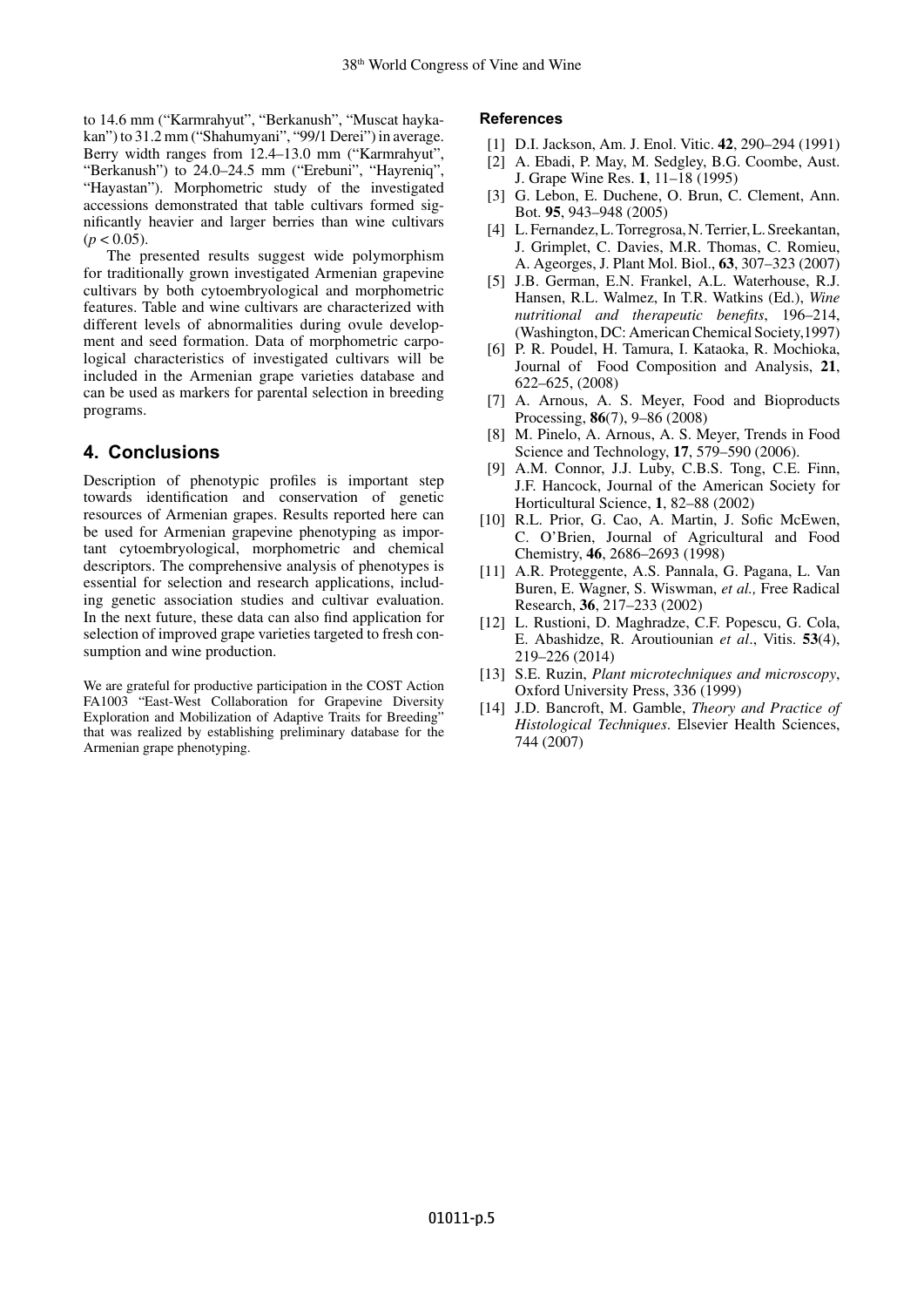to 14.6 mm ("Karmrahyut", "Berkanush", "Muscat haykakan") to 31.2 mm ("Shahumyani", "99/1 Derei") in average. Berry width ranges from 12.4–13.0 mm ("Karmrahyut", "Berkanush") to 24.0–24.5 mm ("Erebuni", "Hayreniq", "Hayastan"). Morphometric study of the investigated accessions demonstrated that table cultivars formed significantly heavier and larger berries than wine cultivars ($p < 0.05$).

The presented results suggest wide polymorphism for traditionally grown investigated Armenian grapevine cultivars by both cytoembryological and morphometric features. Table and wine cultivars are characterized with different levels of abnormalities during ovule development and seed formation. Data of morphometric carpological characteristics of investigated cultivars will be included in the Armenian grape varieties database and can be used as markers for parental selection in breeding programs.

## 4. Conclusions

Description of phenotypic profiles is important step towards identification and conservation of genetic resources of Armenian grapes. Results reported here can be used for Armenian grapevine phenotyping as important cytoembryological, morphometric and chemical descriptors. The comprehensive analysis of phenotypes is essential for selection and research applications, including genetic association studies and cultivar evaluation. In the next future, these data can also find application for selection of improved grape varieties targeted to fresh consumption and wine production.

We are grateful for productive participation in the COST Action FA1003 "East-West Collaboration for Grapevine Diversity Exploration and Mobilization of Adaptive Traits for Breeding" that was realized by establishing preliminary database for the Armenian grape phenotyping.

### References

[1] D.I. Jackson, Am. J. Enol. Vitic. **42**, 290–294 (1991)

[2] A. Ebadi, P. May, M. Sedgley, B.G. Coombe, Aust. J. Grape Wine Res. **1**, 11–18 (1995)

[3] G. Lebon, E. Duchene, O. Brun, C. Clement, Ann. Bot. **95**, 943–948 (2005)

[4] L. Fernandez, L. Torregrosa, N. Terrier, L. Sreekantan, J. Grimplet, C. Davies, M.R. Thomas, C. Romieu, A. Ageorges, J. Plant Mol. Biol., **63**, 307–323 (2007)

[5] J.B. German, E.N. Frankel, A.L. Waterhouse, R.J. Hansen, R.L. Walmez, In T.R. Watkins (Ed.), *Wine nutritional and therapeutic benefits*, 196–214, (Washington, DC: American Chemical Society,1997)

[6] P. R. Poudel, H. Tamura, I. Kataoka, R. Mochioka, Journal of Food Composition and Analysis, **21**, 622–625, (2008)

[7] A. Arnous, A. S. Meyer, Food and Bioproducts Processing, **86**(7), 9–86 (2008)

[8] M. Pinelo, A. Arnous, A. S. Meyer, Trends in Food Science and Technology, **17**, 579–590 (2006).

[9] A.M. Connor, J.J. Luby, C.B.S. Tong, C.E. Finn, J.F. Hancock, Journal of the American Society for Horticultural Science, **1**, 82–88 (2002)

[10] R.L. Prior, G. Cao, A. Martin, J. Sofic McEwen, C. O'Brien, Journal of Agricultural and Food Chemistry, **46**, 2686–2693 (1998)

[11] A.R. Proteggente, A.S. Pannala, G. Pagana, L. Van Buren, E. Wagner, S. Wiswman, *et al.,* Free Radical Research, **36**, 217–233 (2002)

[12] L. Rustioni, D. Maghradze, C.F. Popescu, G. Cola, E. Abashidze, R. Aroutiounian *et al*., Vitis. **53**(4), 219–226 (2014)

[13] S.E. Ruzin, *Plant microtechniques and microscopy*, Oxford University Press, 336 (1999)

[14] J.D. Bancroft, M. Gamble, *Theory and Practice of Histological Techniques*. Elsevier Health Sciences, 744 (2007)